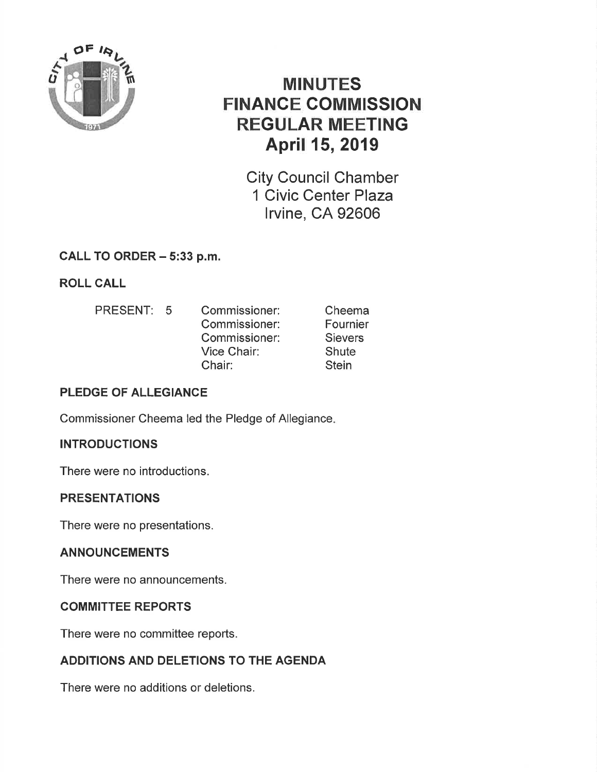# MINUTES
# FINANCE COMMISSION
# REGULAR MEETING
# April 15, 2019

City Council Chamber
1 Civic Center Plaza
Irvine, CA 92606

## CALL TO ORDER – 5:33 p.m.

## ROLL CALL

| PRESENT: 5 | | |
|---|---|---|
| | Commissioner: | Cheema |
| | Commissioner: | Fournier |
| | Commissioner: | Sievers |
| | Vice Chair: | Shute |
| | Chair: | Stein |

## PLEDGE OF ALLEGIANCE

Commissioner Cheema led the Pledge of Allegiance.

## INTRODUCTIONS

There were no introductions.

## PRESENTATIONS

There were no presentations.

## ANNOUNCEMENTS

There were no announcements.

## COMMITTEE REPORTS

There were no committee reports.

## ADDITIONS AND DELETIONS TO THE AGENDA

There were no additions or deletions.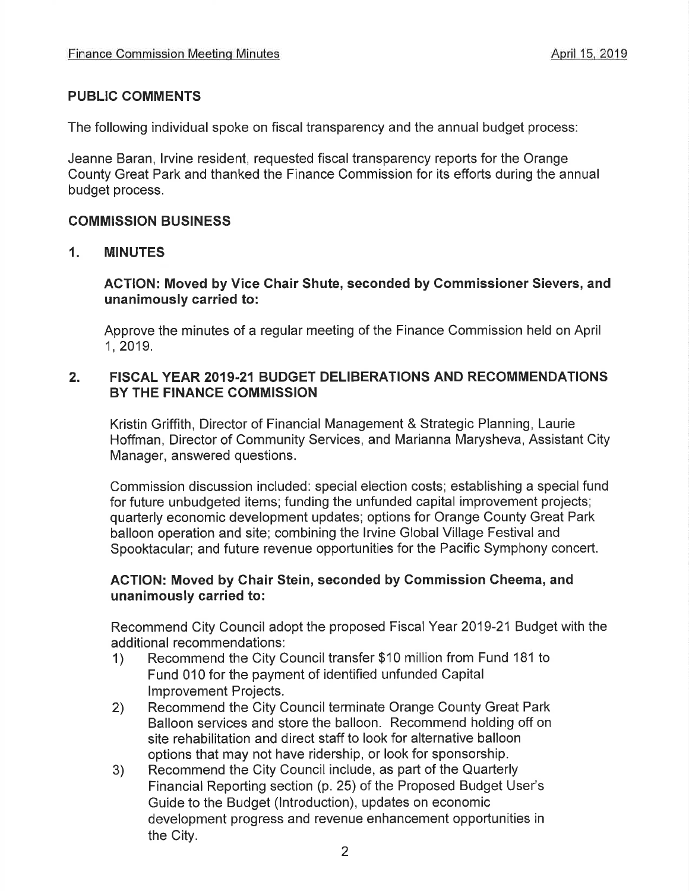## PUBLIC COMMENTS

The following individual spoke on fiscal transparency and the annual budget process:

Jeanne Baran, Irvine resident, requested fiscal transparency reports for the Orange County Great Park and thanked the Finance Commission for its efforts during the annual budget process.

## COMMISSION BUSINESS

### 1. MINUTES

**ACTION: Moved by Vice Chair Shute, seconded by Commissioner Sievers, and unanimously carried to:**

Approve the minutes of a regular meeting of the Finance Commission held on April 1, 2019.

### 2. FISCAL YEAR 2019-21 BUDGET DELIBERATIONS AND RECOMMENDATIONS BY THE FINANCE COMMISSION

Kristin Griffith, Director of Financial Management & Strategic Planning, Laurie Hoffman, Director of Community Services, and Marianna Marysheva, Assistant City Manager, answered questions.

Commission discussion included: special election costs; establishing a special fund for future unbudgeted items; funding the unfunded capital improvement projects; quarterly economic development updates; options for Orange County Great Park balloon operation and site; combining the Irvine Global Village Festival and Spooktacular; and future revenue opportunities for the Pacific Symphony concert.

**ACTION: Moved by Chair Stein, seconded by Commission Cheema, and unanimously carried to:**

Recommend City Council adopt the proposed Fiscal Year 2019-21 Budget with the additional recommendations:

1) Recommend the City Council transfer $10 million from Fund 181 to Fund 010 for the payment of identified unfunded Capital Improvement Projects.
2) Recommend the City Council terminate Orange County Great Park Balloon services and store the balloon. Recommend holding off on site rehabilitation and direct staff to look for alternative balloon options that may not have ridership, or look for sponsorship.
3) Recommend the City Council include, as part of the Quarterly Financial Reporting section (p. 25) of the Proposed Budget User's Guide to the Budget (Introduction), updates on economic development progress and revenue enhancement opportunities in the City.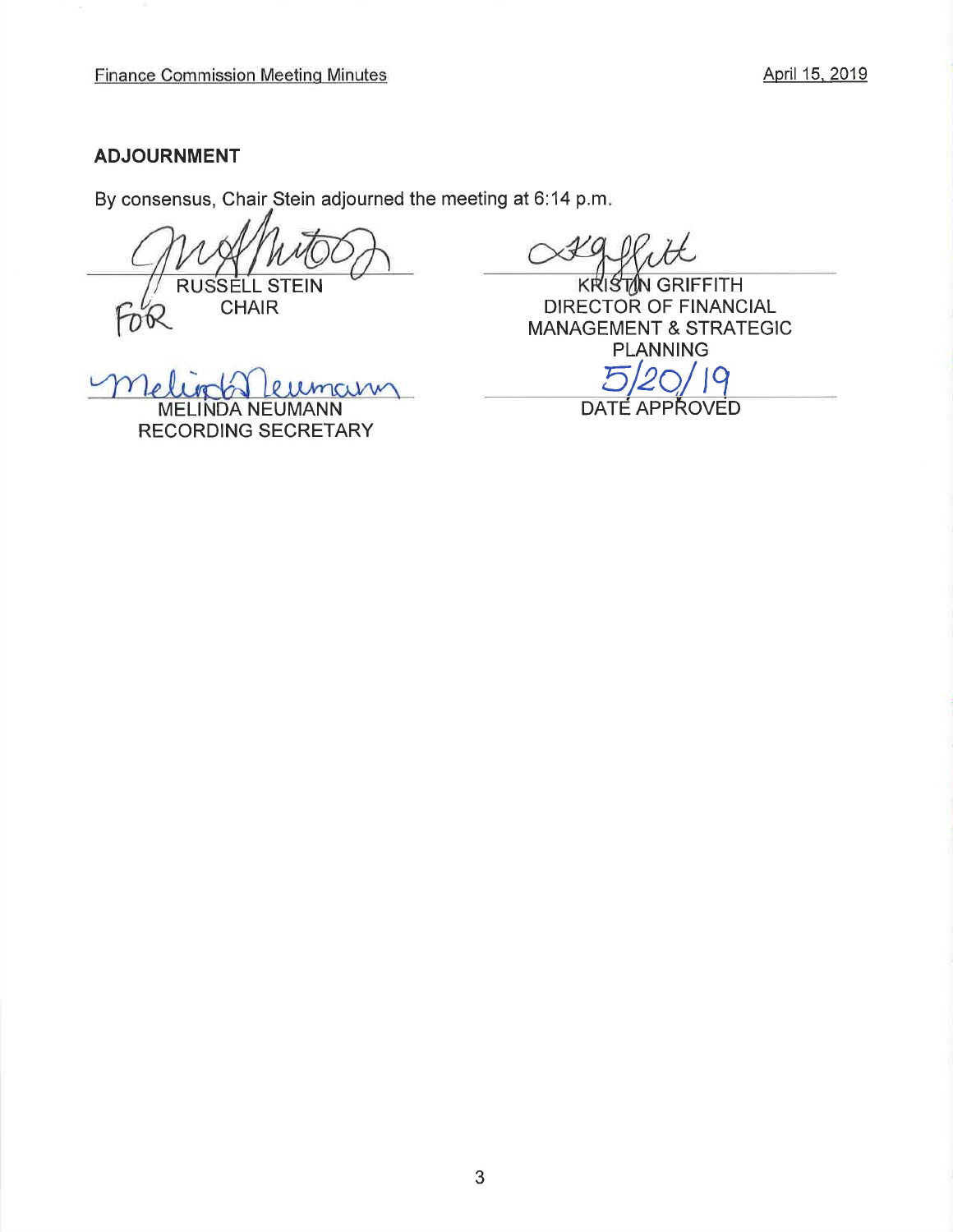## ADJOURNMENT

By consensus, Chair Stein adjourned the meeting at 6:14 p.m.

RUSSELL STEIN
CHAIR

FOR

KRISTIN GRIFFITH
DIRECTOR OF FINANCIAL MANAGEMENT & STRATEGIC PLANNING

MELINDA NEUMANN
RECORDING SECRETARY

5/20/19
DATE APPROVED